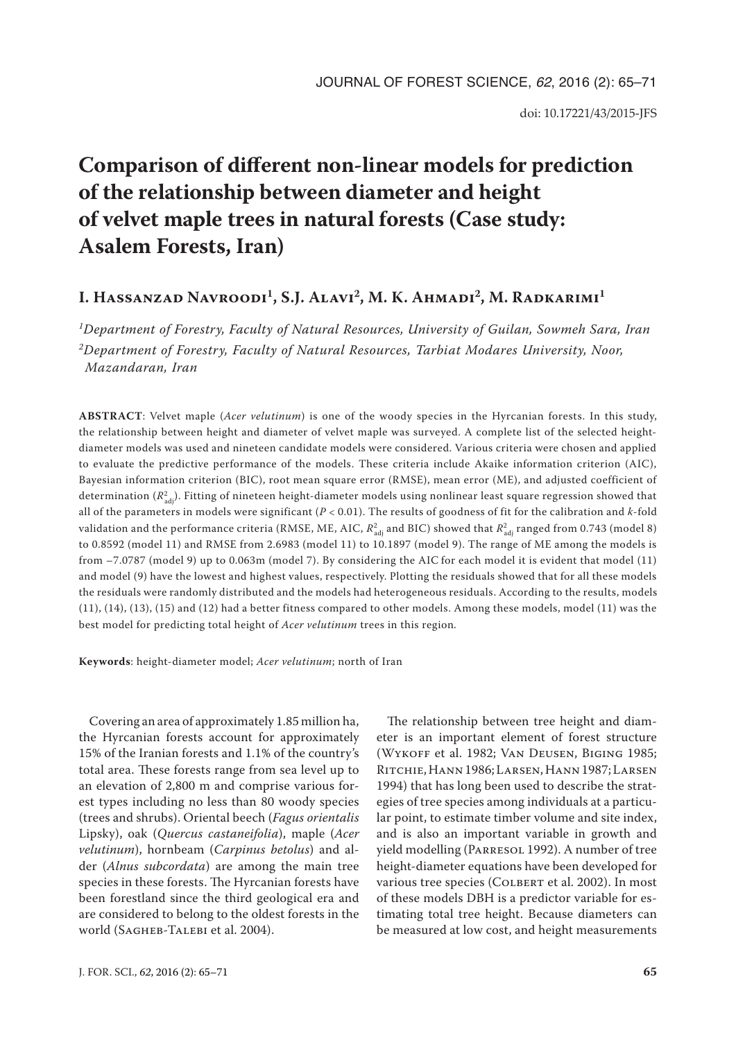doi: 10.17221/43/2015-JFS

# Comparison of different non-linear models for prediction of the relationship between diameter and height of velvet maple trees in natural forests (Case study: Asalem Forests, Iran)

## I. Hassanzad Navroodi[1], S.J. Alavi[2], M. K. Ahmadi[2], M. Radkarimi[1]

*[1]Department of Forestry, Faculty of Natural Resources, University of Guilan, Sowmeh Sara, Iran*
*[2]Department of Forestry, Faculty of Natural Resources, Tarbiat Modares University, Noor, Mazandaran, Iran*

**ABSTRACT**: Velvet maple (*Acer velutinum*) is one of the woody species in the Hyrcanian forests. In this study, the relationship between height and diameter of velvet maple was surveyed. A complete list of the selected height-diameter models was used and nineteen candidate models were considered. Various criteria were chosen and applied to evaluate the predictive performance of the models. These criteria include Akaike information criterion (AIC), Bayesian information criterion (BIC), root mean square error (RMSE), mean error (ME), and adjusted coefficient of determination ($R^2_{adj}$). Fitting of nineteen height-diameter models using nonlinear least square regression showed that all of the parameters in models were significant ($P < 0.01$). The results of goodness of fit for the calibration and *k*-fold validation and the performance criteria (RMSE, ME, AIC, $R^2_{adj}$ and BIC) showed that $R^2_{adj}$ ranged from 0.743 (model 8) to 0.8592 (model 11) and RMSE from 2.6983 (model 11) to 10.1897 (model 9). The range of ME among the models is from −7.0787 (model 9) up to 0.063m (model 7). By considering the AIC for each model it is evident that model (11) and model (9) have the lowest and highest values, respectively. Plotting the residuals showed that for all these models the residuals were randomly distributed and the models had heterogeneous residuals. According to the results, models (11), (14), (13), (15) and (12) had a better fitness compared to other models. Among these models, model (11) was the best model for predicting total height of *Acer velutinum* trees in this region.

**Keywords**: height-diameter model; *Acer velutinum*; north of Iran

Covering an area of approximately 1.85 million ha, the Hyrcanian forests account for approximately 15% of the Iranian forests and 1.1% of the country's total area. These forests range from sea level up to an elevation of 2,800 m and comprise various forest types including no less than 80 woody species (trees and shrubs). Oriental beech (*Fagus orientalis* Lipsky), oak (*Quercus castaneifolia*), maple (*Acer velutinum*), hornbeam (*Carpinus betolus*) and alder (*Alnus subcordata*) are among the main tree species in these forests. The Hyrcanian forests have been forestland since the third geological era and are considered to belong to the oldest forests in the world (Sagheb-Talebi et al. 2004).

The relationship between tree height and diameter is an important element of forest structure (Wykoff et al. 1982; Van Deusen, Biging 1985; Ritchie, Hann 1986; Larsen, Hann 1987; Larsen 1994) that has long been used to describe the strategies of tree species among individuals at a particular point, to estimate timber volume and site index, and is also an important variable in growth and yield modelling (Parresol 1992). A number of tree height-diameter equations have been developed for various tree species (Colbert et al. 2002). In most of these models DBH is a predictor variable for estimating total tree height. Because diameters can be measured at low cost, and height measurements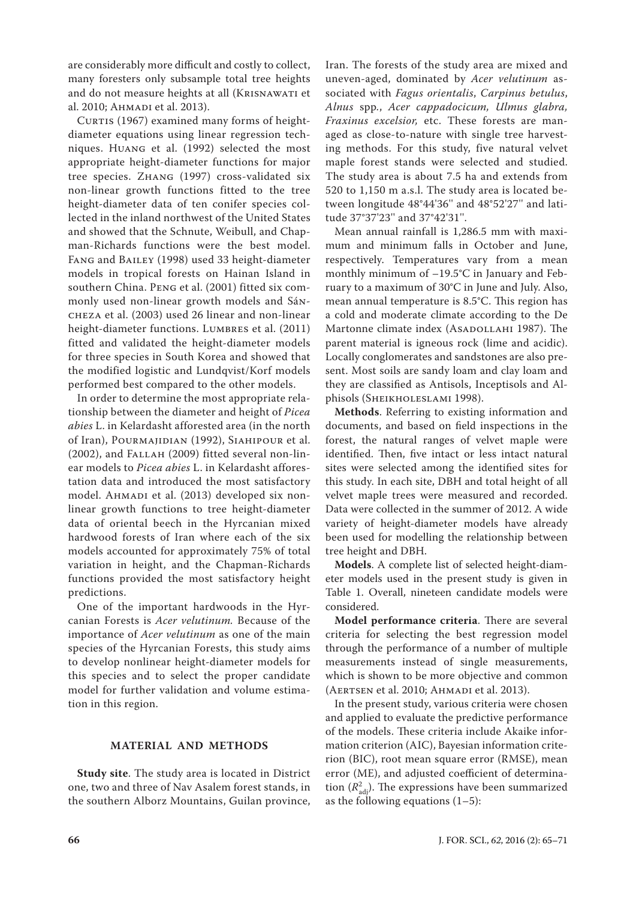are considerably more difficult and costly to collect, many foresters only subsample total tree heights and do not measure heights at all (Krisnawati et al. 2010; Ahmadi et al. 2013).

Curtis (1967) examined many forms of height-diameter equations using linear regression techniques. Huang et al. (1992) selected the most appropriate height-diameter functions for major tree species. Zhang (1997) cross-validated six non-linear growth functions fitted to the tree height-diameter data of ten conifer species collected in the inland northwest of the United States and showed that the Schnute, Weibull, and Chapman-Richards functions were the best model. Fang and Bailey (1998) used 33 height-diameter models in tropical forests on Hainan Island in southern China. Peng et al. (2001) fitted six commonly used non-linear growth models and Sáncheza et al. (2003) used 26 linear and non-linear height-diameter functions. Lumbres et al. (2011) fitted and validated the height-diameter models for three species in South Korea and showed that the modified logistic and Lundqvist/Korf models performed best compared to the other models.

In order to determine the most appropriate relationship between the diameter and height of *Picea abies* L. in Kelardasht afforested area (in the north of Iran), Pourmajidian (1992), Siahipour et al. (2002), and Fallah (2009) fitted several non-linear models to *Picea abies* L. in Kelardasht afforestation data and introduced the most satisfactory model. Ahmadi et al. (2013) developed six non-linear growth functions to tree height-diameter data of oriental beech in the Hyrcanian mixed hardwood forests of Iran where each of the six models accounted for approximately 75% of total variation in height, and the Chapman-Richards functions provided the most satisfactory height predictions.

One of the important hardwoods in the Hyrcanian Forests is *Acer velutinum.* Because of the importance of *Acer velutinum* as one of the main species of the Hyrcanian Forests, this study aims to develop nonlinear height-diameter models for this species and to select the proper candidate model for further validation and volume estimation in this region.

## MATERIAL AND METHODS

**Study site**. The study area is located in District one, two and three of Nav Asalem forest stands, in the southern Alborz Mountains, Guilan province, Iran. The forests of the study area are mixed and uneven-aged, dominated by *Acer velutinum* associated with *Fagus orientalis*, *Carpinus betulus*, *Alnus* spp., *Acer cappadocicum, Ulmus glabra, Fraxinus excelsior,* etc. These forests are managed as close-to-nature with single tree harvesting methods. For this study, five natural velvet maple forest stands were selected and studied. The study area is about 7.5 ha and extends from 520 to 1,150 m a.s.l. The study area is located between longitude 48°44'36'' and 48°52'27'' and latitude 37°37'23'' and 37°42'31''.

Mean annual rainfall is 1,286.5 mm with maximum and minimum falls in October and June, respectively. Temperatures vary from a mean monthly minimum of –19.5°C in January and February to a maximum of 30°C in June and July. Also, mean annual temperature is 8.5°C. This region has a cold and moderate climate according to the De Martonne climate index (Asadollahi 1987). The parent material is igneous rock (lime and acidic). Locally conglomerates and sandstones are also present. Most soils are sandy loam and clay loam and they are classified as Antisols, Inceptisols and Alphisols (Sheikholeslami 1998).

**Methods**. Referring to existing information and documents, and based on field inspections in the forest, the natural ranges of velvet maple were identified. Then, five intact or less intact natural sites were selected among the identified sites for this study. In each site, DBH and total height of all velvet maple trees were measured and recorded. Data were collected in the summer of 2012. A wide variety of height-diameter models have already been used for modelling the relationship between tree height and DBH.

**Models**. A complete list of selected height-diameter models used in the present study is given in Table 1. Overall, nineteen candidate models were considered.

**Model performance criteria**. There are several criteria for selecting the best regression model through the performance of a number of multiple measurements instead of single measurements, which is shown to be more objective and common (Aertsen et al. 2010; Ahmadi et al. 2013).

In the present study, various criteria were chosen and applied to evaluate the predictive performance of the models. These criteria include Akaike information criterion (AIC), Bayesian information criterion (BIC), root mean square error (RMSE), mean error (ME), and adjusted coefficient of determination ($R^2_{adj}$). The expressions have been summarized as the following equations (1–5):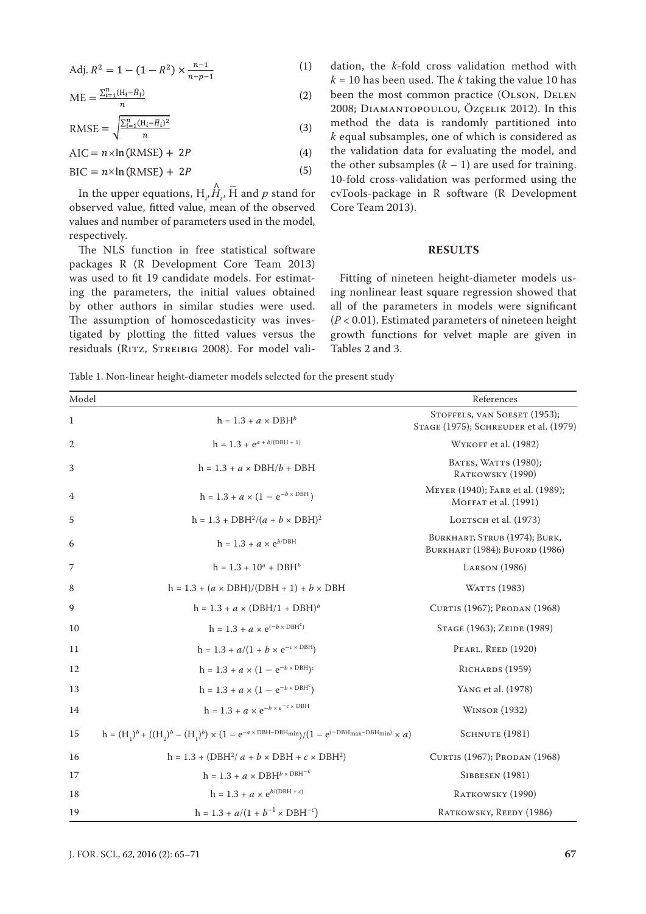$$\text{Adj. } R^2 = 1 - (1 - R^2) \times \frac{n-1}{n-p-1} \quad (1)$$

$$\text{ME} = \frac{\sum_{i=1}^{n}(\text{H}_i - \hat{H}_i)}{n} \quad (2)$$

$$\text{RMSE} = \sqrt{\frac{\sum_{i=1}^{n}(\text{H}_i - \hat{H}_i)^2}{n}} \quad (3)$$

$$\text{AIC} = n \times \ln(\text{RMSE}) + 2P \quad (4)$$

$$\text{BIC} = n \times \ln(\text{RMSE}) + 2P \quad (5)$$

In the upper equations, $\text{H}_i$, $\hat{H}_i$, $\bar{\text{H}}$ and $p$ stand for observed value, fitted value, mean of the observed values and number of parameters used in the model, respectively.

The NLS function in free statistical software packages R (R Development Core Team 2013) was used to fit 19 candidate models. For estimating the parameters, the initial values obtained by other authors in similar studies were used. The assumption of homoscedasticity was investigated by plotting the fitted values versus the residuals (Ritz, Streibig 2008). For model validation, the $k$-fold cross validation method with $k = 10$ has been used. The $k$ taking the value 10 has been the most common practice (Olson, Delen 2008; Diamantopoulou, Özçelik 2012). In this method the data is randomly partitioned into $k$ equal subsamples, one of which is considered as the validation data for evaluating the model, and the other subsamples $(k - 1)$ are used for training. 10-fold cross-validation was performed using the cvTools-package in R software (R Development Core Team 2013).

## RESULTS

Fitting of nineteen height-diameter models using nonlinear least square regression showed that all of the parameters in models were significant ($P < 0.01$). Estimated parameters of nineteen height growth functions for velvet maple are given in Tables 2 and 3.

Table 1. Non-linear height-diameter models selected for the present study

| Model | | References |
|---|---|---|
| 1 | $h = 1.3 + a \times \text{DBH}^b$ | Stoffels, van Soeset (1953); Stage (1975); Schreuder et al. (1979) |
| 2 | $h = 1.3 + e^{a + b/(\text{DBH} + 1)}$ | Wykoff et al. (1982) |
| 3 | $h = 1.3 + a \times \text{DBH}/b + \text{DBH}$ | Bates, Watts (1980); Ratkowsky (1990) |
| 4 | $h = 1.3 + a \times (1 - e^{-b \times \text{DBH}})$ | Meyer (1940); Farr et al. (1989); Moffat et al. (1991) |
| 5 | $h = 1.3 + \text{DBH}^2/(a + b \times \text{DBH})^2$ | Loetsch et al. (1973) |
| 6 | $h = 1.3 + a \times e^{b/\text{DBH}}$ | Burkhart, Strub (1974); Burk, Burkhart (1984); Buford (1986) |
| 7 | $h = 1.3 + 10^a + \text{DBH}^b$ | Larson (1986) |
| 8 | $h = 1.3 + (a \times \text{DBH})/(\text{DBH} + 1) + b \times \text{DBH}$ | Watts (1983) |
| 9 | $h = 1.3 + a \times (\text{DBH}/1 + \text{DBH})^b$ | Curtis (1967); Prodan (1968) |
| 10 | $h = 1.3 + a \times e^{(-b \times \text{DBH}^c)}$ | Stage (1963); Zeide (1989) |
| 11 | $h = 1.3 + a/(1 + b \times e^{-c \times \text{DBH}})$ | Pearl, Reed (1920) |
| 12 | $h = 1.3 + a \times (1 - e^{-b \times \text{DBH}})^c$ | Richards (1959) |
| 13 | $h = 1.3 + a \times (1 - e^{-b \times \text{DBH}^c})$ | Yang et al. (1978) |
| 14 | $h = 1.3 + a \times e^{-b \times e^{-c \times \text{DBH}}}$ | Winsor (1932) |
| 15 | $h = (\text{H}_1)^b + ((\text{H}_2)^b - (\text{H}_1)^b) \times (1 - e^{-a \times \text{DBH} - \text{DBH}_{\min}})/(1 - e^{(-\text{DBH}_{\max} - \text{DBH}_{\min})} \times a)$ | Schnute (1981) |
| 16 | $h = 1.3 + (\text{DBH}^2/\ a + b \times \text{DBH} + c \times \text{DBH}^2)$ | Curtis (1967); Prodan (1968) |
| 17 | $h = 1.3 + a \times \text{DBH}^{b \times \text{DBH}^{-c}}$ | Sibbesen (1981) |
| 18 | $h = 1.3 + a \times e^{b/(\text{DBH} + c)}$ | Ratkowsky (1990) |
| 19 | $h = 1.3 + a/(1 + b^{-1} \times \text{DBH}^{-c})$ | Ratkowsky, Reedy (1986) |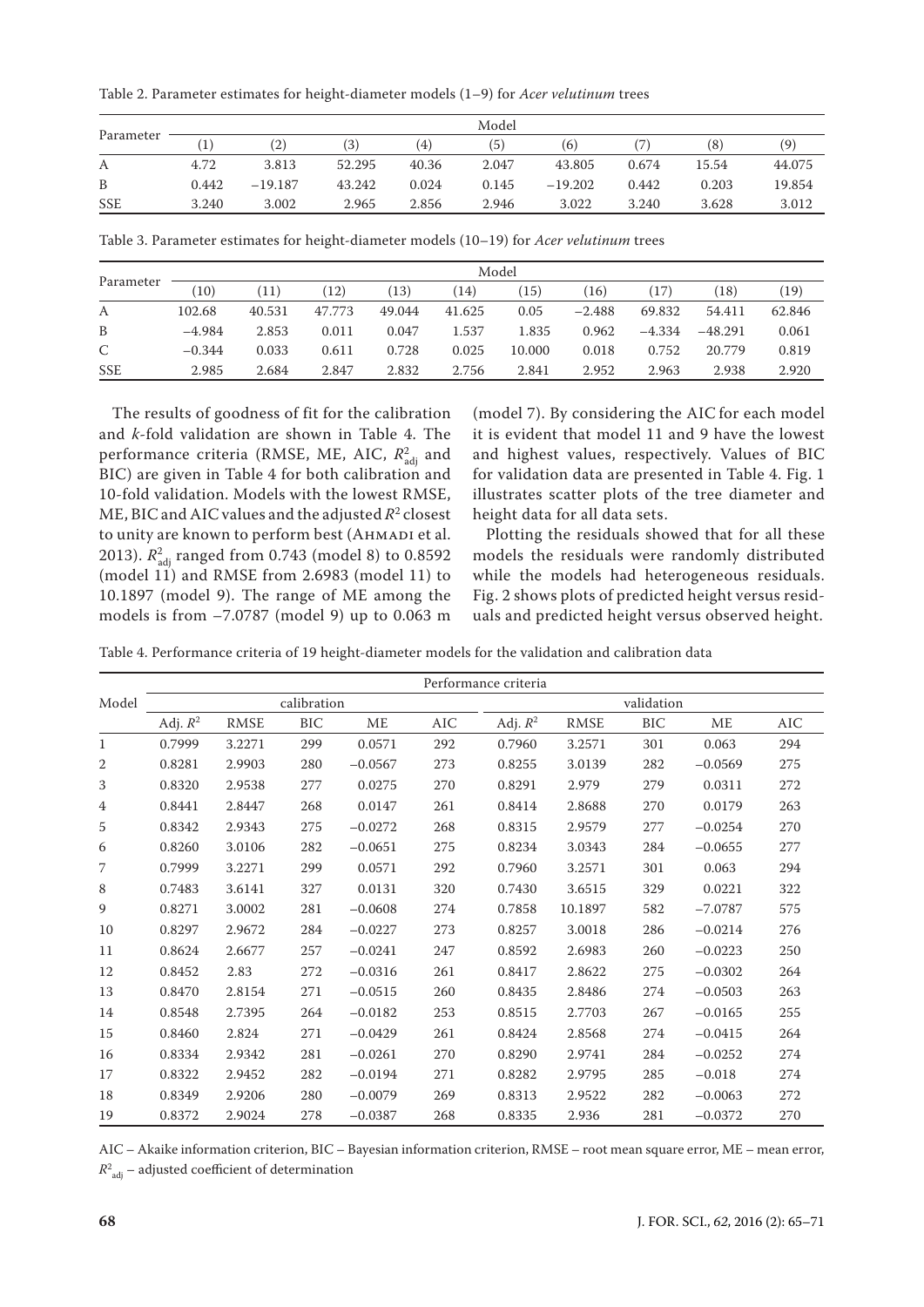Table 2. Parameter estimates for height-diameter models (1–9) for *Acer velutinum* trees

| Parameter | Model | | | | | | | | |
|---|---|---|---|---|---|---|---|---|---|
| | (1) | (2) | (3) | (4) | (5) | (6) | (7) | (8) | (9) |
| A | 4.72 | 3.813 | 52.295 | 40.36 | 2.047 | 43.805 | 0.674 | 15.54 | 44.075 |
| B | 0.442 | −19.187 | 43.242 | 0.024 | 0.145 | −19.202 | 0.442 | 0.203 | 19.854 |
| SSE | 3.240 | 3.002 | 2.965 | 2.856 | 2.946 | 3.022 | 3.240 | 3.628 | 3.012 |

Table 3. Parameter estimates for height-diameter models (10–19) for *Acer velutinum* trees

| Parameter | Model | | | | | | | | | |
|---|---|---|---|---|---|---|---|---|---|---|
| | (10) | (11) | (12) | (13) | (14) | (15) | (16) | (17) | (18) | (19) |
| A | 102.68 | 40.531 | 47.773 | 49.044 | 41.625 | 0.05 | −2.488 | 69.832 | 54.411 | 62.846 |
| B | −4.984 | 2.853 | 0.011 | 0.047 | 1.537 | 1.835 | 0.962 | −4.334 | −48.291 | 0.061 |
| C | −0.344 | 0.033 | 0.611 | 0.728 | 0.025 | 10.000 | 0.018 | 0.752 | 20.779 | 0.819 |
| SSE | 2.985 | 2.684 | 2.847 | 2.832 | 2.756 | 2.841 | 2.952 | 2.963 | 2.938 | 2.920 |

The results of goodness of fit for the calibration and *k*-fold validation are shown in Table 4. The performance criteria (RMSE, ME, AIC, $R^2_{adj}$ and BIC) are given in Table 4 for both calibration and 10-fold validation. Models with the lowest RMSE, ME, BIC and AIC values and the adjusted $R^2$ closest to unity are known to perform best (Ahmadi et al. 2013). $R^2_{adj}$ ranged from 0.743 (model 8) to 0.8592 (model 11) and RMSE from 2.6983 (model 11) to 10.1897 (model 9). The range of ME among the models is from −7.0787 (model 9) up to 0.063 m (model 7). By considering the AIC for each model it is evident that model 11 and 9 have the lowest and highest values, respectively. Values of BIC for validation data are presented in Table 4. Fig. 1 illustrates scatter plots of the tree diameter and height data for all data sets.

Plotting the residuals showed that for all these models the residuals were randomly distributed while the models had heterogeneous residuals. Fig. 2 shows plots of predicted height versus residuals and predicted height versus observed height.

Table 4. Performance criteria of 19 height-diameter models for the validation and calibration data

| Model | Performance criteria | | | | | | | | | |
|---|---|---|---|---|---|---|---|---|---|---|
| | calibration | | | | | validation | | | | |
| | Adj. $R^2$ | RMSE | BIC | ME | AIC | Adj. $R^2$ | RMSE | BIC | ME | AIC |
| 1 | 0.7999 | 3.2271 | 299 | 0.0571 | 292 | 0.7960 | 3.2571 | 301 | 0.063 | 294 |
| 2 | 0.8281 | 2.9903 | 280 | −0.0567 | 273 | 0.8255 | 3.0139 | 282 | −0.0569 | 275 |
| 3 | 0.8320 | 2.9538 | 277 | 0.0275 | 270 | 0.8291 | 2.979 | 279 | 0.0311 | 272 |
| 4 | 0.8441 | 2.8447 | 268 | 0.0147 | 261 | 0.8414 | 2.8688 | 270 | 0.0179 | 263 |
| 5 | 0.8342 | 2.9343 | 275 | −0.0272 | 268 | 0.8315 | 2.9579 | 277 | −0.0254 | 270 |
| 6 | 0.8260 | 3.0106 | 282 | −0.0651 | 275 | 0.8234 | 3.0343 | 284 | −0.0655 | 277 |
| 7 | 0.7999 | 3.2271 | 299 | 0.0571 | 292 | 0.7960 | 3.2571 | 301 | 0.063 | 294 |
| 8 | 0.7483 | 3.6141 | 327 | 0.0131 | 320 | 0.7430 | 3.6515 | 329 | 0.0221 | 322 |
| 9 | 0.8271 | 3.0002 | 281 | −0.0608 | 274 | 0.7858 | 10.1897 | 582 | −7.0787 | 575 |
| 10 | 0.8297 | 2.9672 | 284 | −0.0227 | 273 | 0.8257 | 3.0018 | 286 | −0.0214 | 276 |
| 11 | 0.8624 | 2.6677 | 257 | −0.0241 | 247 | 0.8592 | 2.6983 | 260 | −0.0223 | 250 |
| 12 | 0.8452 | 2.83 | 272 | −0.0316 | 261 | 0.8417 | 2.8622 | 275 | −0.0302 | 264 |
| 13 | 0.8470 | 2.8154 | 271 | −0.0515 | 260 | 0.8435 | 2.8486 | 274 | −0.0503 | 263 |
| 14 | 0.8548 | 2.7395 | 264 | −0.0182 | 253 | 0.8515 | 2.7703 | 267 | −0.0165 | 255 |
| 15 | 0.8460 | 2.824 | 271 | −0.0429 | 261 | 0.8424 | 2.8568 | 274 | −0.0415 | 264 |
| 16 | 0.8334 | 2.9342 | 281 | −0.0261 | 270 | 0.8290 | 2.9741 | 284 | −0.0252 | 274 |
| 17 | 0.8322 | 2.9452 | 282 | −0.0194 | 271 | 0.8282 | 2.9795 | 285 | −0.018 | 274 |
| 18 | 0.8349 | 2.9206 | 280 | −0.0079 | 269 | 0.8313 | 2.9522 | 282 | −0.0063 | 272 |
| 19 | 0.8372 | 2.9024 | 278 | −0.0387 | 268 | 0.8335 | 2.936 | 281 | −0.0372 | 270 |

AIC – Akaike information criterion, BIC – Bayesian information criterion, RMSE – root mean square error, ME – mean error, $R^2_{adj}$ – adjusted coefficient of determination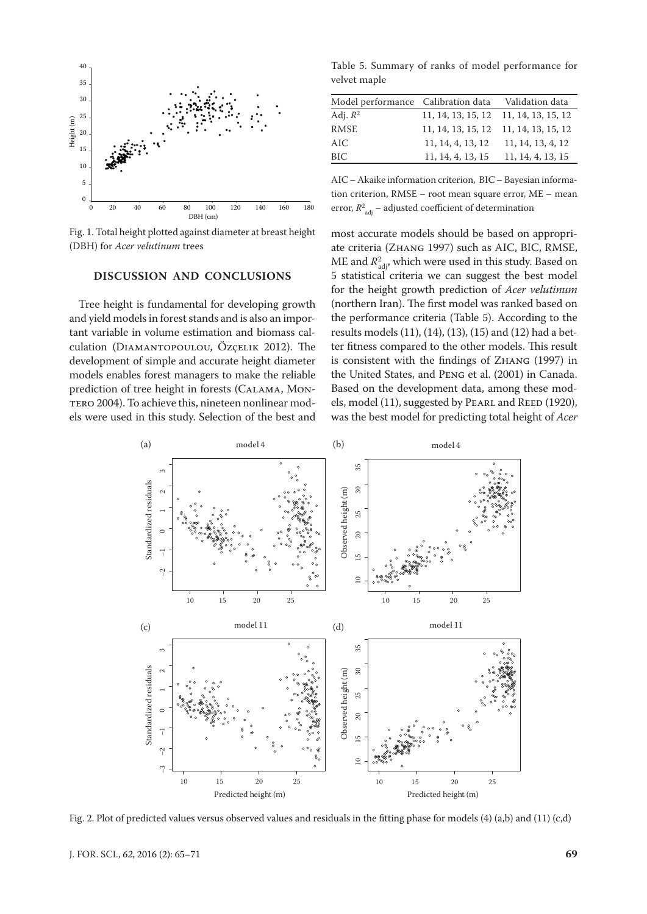Fig. 1. Total height plotted against diameter at breast height (DBH) for *Acer velutinum* trees

## DISCUSSION AND CONCLUSIONS

Tree height is fundamental for developing growth and yield models in forest stands and is also an important variable in volume estimation and biomass calculation (Diamantopoulou, Özçelik 2012). The development of simple and accurate height diameter models enables forest managers to make the reliable prediction of tree height in forests (Calama, Montero 2004). To achieve this, nineteen nonlinear models were used in this study. Selection of the best and most accurate models should be based on appropriate criteria (Zhang 1997) such as AIC, BIC, RMSE, ME and $R^2_{adj}$, which were used in this study. Based on 5 statistical criteria we can suggest the best model for the height growth prediction of *Acer velutinum* (northern Iran). The first model was ranked based on the performance criteria (Table 5). According to the results models (11), (14), (13), (15) and (12) had a better fitness compared to the other models. This result is consistent with the findings of Zhang (1997) in the United States, and Peng et al. (2001) in Canada. Based on the development data, among these models, model (11), suggested by Pearl and Reed (1920), was the best model for predicting total height of *Acer*

Table 5. Summary of ranks of model performance for velvet maple

| Model performance | Calibration data | Validation data |
|---|---|---|
| Adj. $R^2$ | 11, 14, 13, 15, 12 | 11, 14, 13, 15, 12 |
| RMSE | 11, 14, 13, 15, 12 | 11, 14, 13, 15, 12 |
| AIC | 11, 14, 4, 13, 12 | 11, 14, 13, 4, 12 |
| BIC | 11, 14, 4, 13, 15 | 11, 14, 4, 13, 15 |

AIC – Akaike information criterion, BIC – Bayesian information criterion, RMSE – root mean square error, ME – mean error, $R^2_{adj}$ – adjusted coefficient of determination

Fig. 2. Plot of predicted values versus observed values and residuals in the fitting phase for models (4) (a,b) and (11) (c,d)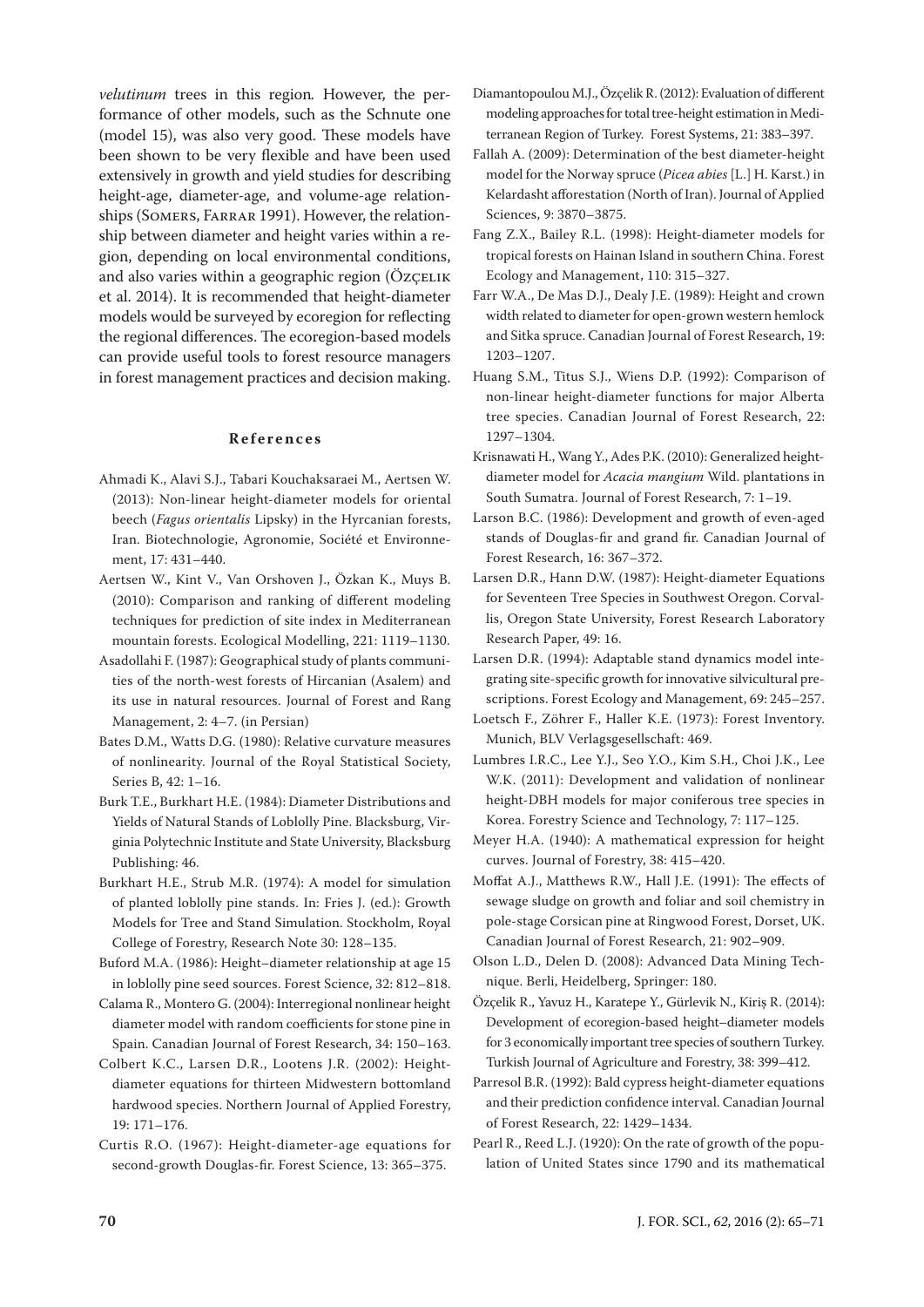*velutinum* trees in this region. However, the performance of other models, such as the Schnute one (model 15), was also very good. These models have been shown to be very flexible and have been used extensively in growth and yield studies for describing height-age, diameter-age, and volume-age relationships (Somers, Farrar 1991). However, the relationship between diameter and height varies within a region, depending on local environmental conditions, and also varies within a geographic region (Özçelik et al. 2014). It is recommended that height-diameter models would be surveyed by ecoregion for reflecting the regional differences. The ecoregion-based models can provide useful tools to forest resource managers in forest management practices and decision making.

## References

Ahmadi K., Alavi S.J., Tabari Kouchaksaraei M., Aertsen W. (2013): Non-linear height-diameter models for oriental beech (*Fagus orientalis* Lipsky) in the Hyrcanian forests, Iran. Biotechnologie, Agronomie, Société et Environnement, 17: 431–440.

Aertsen W., Kint V., Van Orshoven J., Özkan K., Muys B. (2010): Comparison and ranking of different modeling techniques for prediction of site index in Mediterranean mountain forests. Ecological Modelling, 221: 1119–1130.

Asadollahi F. (1987): Geographical study of plants communities of the north-west forests of Hircanian (Asalem) and its use in natural resources. Journal of Forest and Rang Management, 2: 4–7. (in Persian)

Bates D.M., Watts D.G. (1980): Relative curvature measures of nonlinearity. Journal of the Royal Statistical Society, Series B, 42: 1–16.

Burk T.E., Burkhart H.E. (1984): Diameter Distributions and Yields of Natural Stands of Loblolly Pine. Blacksburg, Virginia Polytechnic Institute and State University, Blacksburg Publishing: 46.

Burkhart H.E., Strub M.R. (1974): A model for simulation of planted loblolly pine stands. In: Fries J. (ed.): Growth Models for Tree and Stand Simulation. Stockholm, Royal College of Forestry, Research Note 30: 128–135.

Buford M.A. (1986): Height–diameter relationship at age 15 in loblolly pine seed sources. Forest Science, 32: 812–818.

Calama R., Montero G. (2004): Interregional nonlinear height diameter model with random coefficients for stone pine in Spain. Canadian Journal of Forest Research, 34: 150–163.

Colbert K.C., Larsen D.R., Lootens J.R. (2002): Height-diameter equations for thirteen Midwestern bottomland hardwood species. Northern Journal of Applied Forestry, 19: 171–176.

Curtis R.O. (1967): Height-diameter-age equations for second-growth Douglas-fir. Forest Science, 13: 365–375.

Diamantopoulou M.J., Özçelik R. (2012): Evaluation of different modeling approaches for total tree-height estimation in Mediterranean Region of Turkey. Forest Systems, 21: 383–397.

Fallah A. (2009): Determination of the best diameter-height model for the Norway spruce (*Picea abies* [L.] H. Karst.) in Kelardasht afforestation (North of Iran). Journal of Applied Sciences, 9: 3870–3875.

Fang Z.X., Bailey R.L. (1998): Height-diameter models for tropical forests on Hainan Island in southern China. Forest Ecology and Management, 110: 315–327.

Farr W.A., De Mas D.J., Dealy J.E. (1989): Height and crown width related to diameter for open-grown western hemlock and Sitka spruce. Canadian Journal of Forest Research, 19: 1203–1207.

Huang S.M., Titus S.J., Wiens D.P. (1992): Comparison of non-linear height-diameter functions for major Alberta tree species. Canadian Journal of Forest Research, 22: 1297–1304.

Krisnawati H., Wang Y., Ades P.K. (2010): Generalized height-diameter model for *Acacia mangium* Wild. plantations in South Sumatra. Journal of Forest Research, 7: 1–19.

Larson B.C. (1986): Development and growth of even-aged stands of Douglas-fir and grand fir. Canadian Journal of Forest Research, 16: 367–372.

Larsen D.R., Hann D.W. (1987): Height-diameter Equations for Seventeen Tree Species in Southwest Oregon. Corvallis, Oregon State University, Forest Research Laboratory Research Paper, 49: 16.

Larsen D.R. (1994): Adaptable stand dynamics model integrating site-specific growth for innovative silvicultural prescriptions. Forest Ecology and Management, 69: 245–257.

Loetsch F., Zöhrer F., Haller K.E. (1973): Forest Inventory. Munich, BLV Verlagsgesellschaft: 469.

Lumbres I.R.C., Lee Y.J., Seo Y.O., Kim S.H., Choi J.K., Lee W.K. (2011): Development and validation of nonlinear height-DBH models for major coniferous tree species in Korea. Forestry Science and Technology, 7: 117–125.

Meyer H.A. (1940): A mathematical expression for height curves. Journal of Forestry, 38: 415–420.

Moffat A.J., Matthews R.W., Hall J.E. (1991): The effects of sewage sludge on growth and foliar and soil chemistry in pole-stage Corsican pine at Ringwood Forest, Dorset, UK. Canadian Journal of Forest Research, 21: 902–909.

Olson L.D., Delen D. (2008): Advanced Data Mining Technique. Berli, Heidelberg, Springer: 180.

Özçelik R., Yavuz H., Karatepe Y., Gürlevik N., Kiriş R. (2014): Development of ecoregion-based height–diameter models for 3 economically important tree species of southern Turkey. Turkish Journal of Agriculture and Forestry, 38: 399–412.

Parresol B.R. (1992): Bald cypress height-diameter equations and their prediction confidence interval. Canadian Journal of Forest Research, 22: 1429–1434.

Pearl R., Reed L.J. (1920): On the rate of growth of the population of United States since 1790 and its mathematical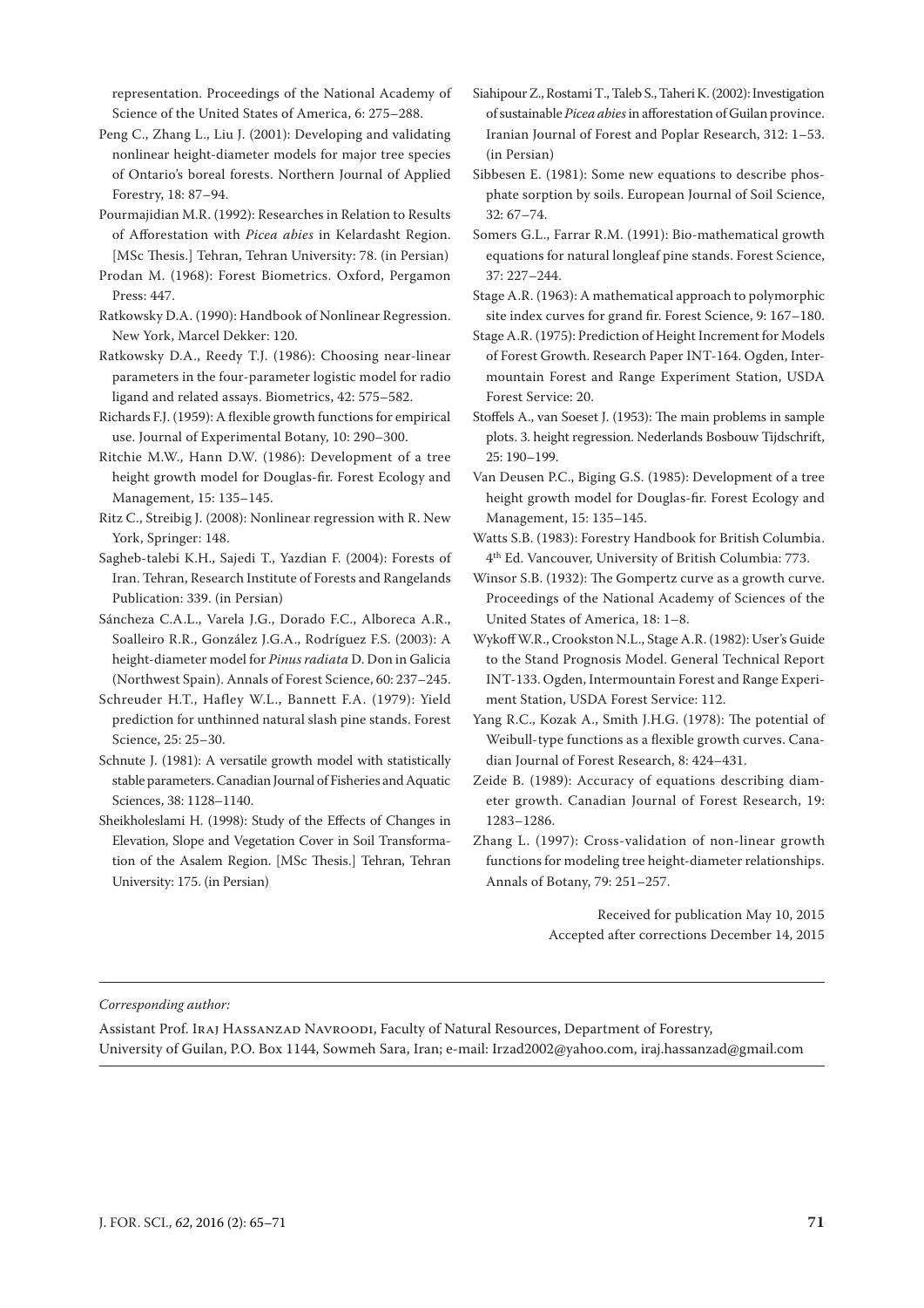representation. Proceedings of the National Academy of Science of the United States of America, 6: 275–288.

Peng C., Zhang L., Liu J. (2001): Developing and validating nonlinear height-diameter models for major tree species of Ontario's boreal forests. Northern Journal of Applied Forestry, 18: 87–94.

Pourmajidian M.R. (1992): Researches in Relation to Results of Afforestation with *Picea abies* in Kelardasht Region. [MSc Thesis.] Tehran, Tehran University: 78. (in Persian)

Prodan M. (1968): Forest Biometrics. Oxford, Pergamon Press: 447.

Ratkowsky D.A. (1990): Handbook of Nonlinear Regression. New York, Marcel Dekker: 120.

Ratkowsky D.A., Reedy T.J. (1986): Choosing near-linear parameters in the four-parameter logistic model for radio ligand and related assays. Biometrics, 42: 575–582.

Richards F.J. (1959): A flexible growth functions for empirical use. Journal of Experimental Botany, 10: 290–300.

Ritchie M.W., Hann D.W. (1986): Development of a tree height growth model for Douglas-fir. Forest Ecology and Management, 15: 135–145.

Ritz C., Streibig J. (2008): Nonlinear regression with R. New York, Springer: 148.

Sagheb-talebi K.H., Sajedi T., Yazdian F. (2004): Forests of Iran. Tehran, Research Institute of Forests and Rangelands Publication: 339. (in Persian)

Sáncheza C.A.L., Varela J.G., Dorado F.C., Alboreca A.R., Soalleiro R.R., González J.G.A., Rodríguez F.S. (2003): A height-diameter model for *Pinus radiata* D. Don in Galicia (Northwest Spain). Annals of Forest Science, 60: 237–245.

Schreuder H.T., Hafley W.L., Bannett F.A. (1979): Yield prediction for unthinned natural slash pine stands. Forest Science, 25: 25–30.

Schnute J. (1981): A versatile growth model with statistically stable parameters. Canadian Journal of Fisheries and Aquatic Sciences, 38: 1128–1140.

Sheikholeslami H. (1998): Study of the Effects of Changes in Elevation, Slope and Vegetation Cover in Soil Transformation of the Asalem Region. [MSc Thesis.] Tehran, Tehran University: 175. (in Persian)

Siahipour Z., Rostami T., Taleb S., Taheri K. (2002): Investigation of sustainable *Picea abies* in afforestation of Guilan province. Iranian Journal of Forest and Poplar Research, 312: 1–53. (in Persian)

Sibbesen E. (1981): Some new equations to describe phosphate sorption by soils. European Journal of Soil Science, 32: 67–74.

Somers G.L., Farrar R.M. (1991): Bio-mathematical growth equations for natural longleaf pine stands. Forest Science, 37: 227–244.

Stage A.R. (1963): A mathematical approach to polymorphic site index curves for grand fir. Forest Science, 9: 167–180.

Stage A.R. (1975): Prediction of Height Increment for Models of Forest Growth. Research Paper INT-164. Ogden, Intermountain Forest and Range Experiment Station, USDA Forest Service: 20.

Stoffels A., van Soeset J. (1953): The main problems in sample plots. 3. height regression. Nederlands Bosbouw Tijdschrift, 25: 190–199.

Van Deusen P.C., Biging G.S. (1985): Development of a tree height growth model for Douglas-fir. Forest Ecology and Management, 15: 135–145.

Watts S.B. (1983): Forestry Handbook for British Columbia. 4th Ed. Vancouver, University of British Columbia: 773.

Winsor S.B. (1932): The Gompertz curve as a growth curve. Proceedings of the National Academy of Sciences of the United States of America, 18: 1–8.

Wykoff W.R., Crookston N.L., Stage A.R. (1982): User's Guide to the Stand Prognosis Model. General Technical Report INT-133. Ogden, Intermountain Forest and Range Experiment Station, USDA Forest Service: 112.

Yang R.C., Kozak A., Smith J.H.G. (1978): The potential of Weibull-type functions as a flexible growth curves. Canadian Journal of Forest Research, 8: 424–431.

Zeide B. (1989): Accuracy of equations describing diameter growth. Canadian Journal of Forest Research, 19: 1283–1286.

Zhang L. (1997): Cross-validation of non-linear growth functions for modeling tree height-diameter relationships. Annals of Botany, 79: 251–257.

Received for publication May 10, 2015
Accepted after corrections December 14, 2015

---

*Corresponding author:*

Assistant Prof. Iraj Hassanzad Navroodi, Faculty of Natural Resources, Department of Forestry, University of Guilan, P.O. Box 1144, Sowmeh Sara, Iran; e-mail: Irzad2002@yahoo.com, iraj.hassanzad@gmail.com